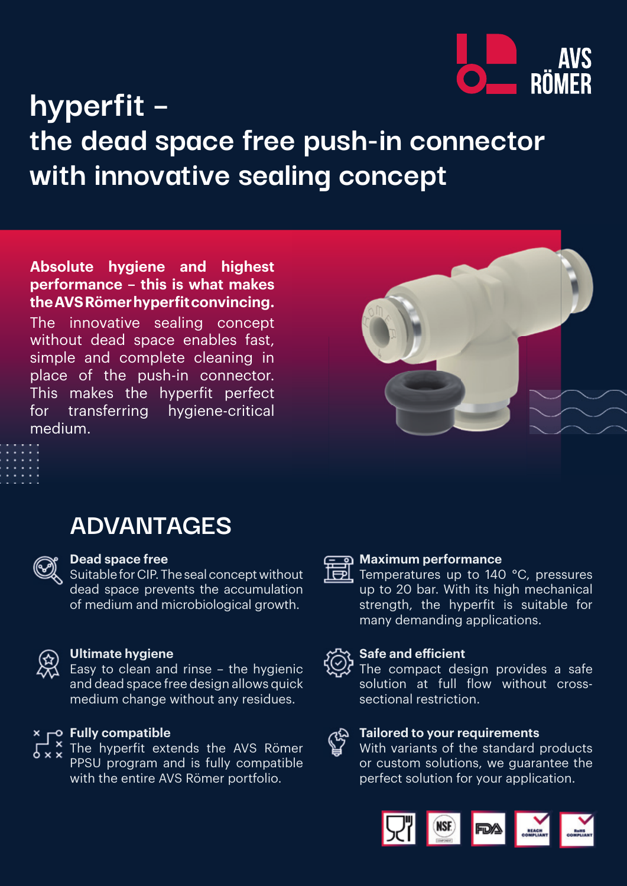# hyperfit – the dead space free push-in connector with innovative sealing concept

**Absolute hygiene and highest performance – this is what makes the AVS Römer hyperfit convincing.**
The innovative sealing concept without dead space enables fast, simple and complete cleaning in place of the push-in connector. This makes the hyperfit perfect for transferring hygiene-critical medium.

## ADVANTAGES

**Dead space free**
Suitable for CIP. The seal concept without dead space prevents the accumulation of medium and microbiological growth.

**Ultimate hygiene**
Easy to clean and rinse – the hygienic and dead space free design allows quick medium change without any residues.

**Fully compatible**
The hyperfit extends the AVS Römer PPSU program and is fully compatible with the entire AVS Römer portfolio.

**Maximum performance**
Temperatures up to 140 °C, pressures up to 20 bar. With its high mechanical strength, the hyperfit is suitable for many demanding applications.

**Safe and efficient**
The compact design provides a safe solution at full flow without cross-sectional restriction.

**Tailored to your requirements**
With variants of the standard products or custom solutions, we guarantee the perfect solution for your application.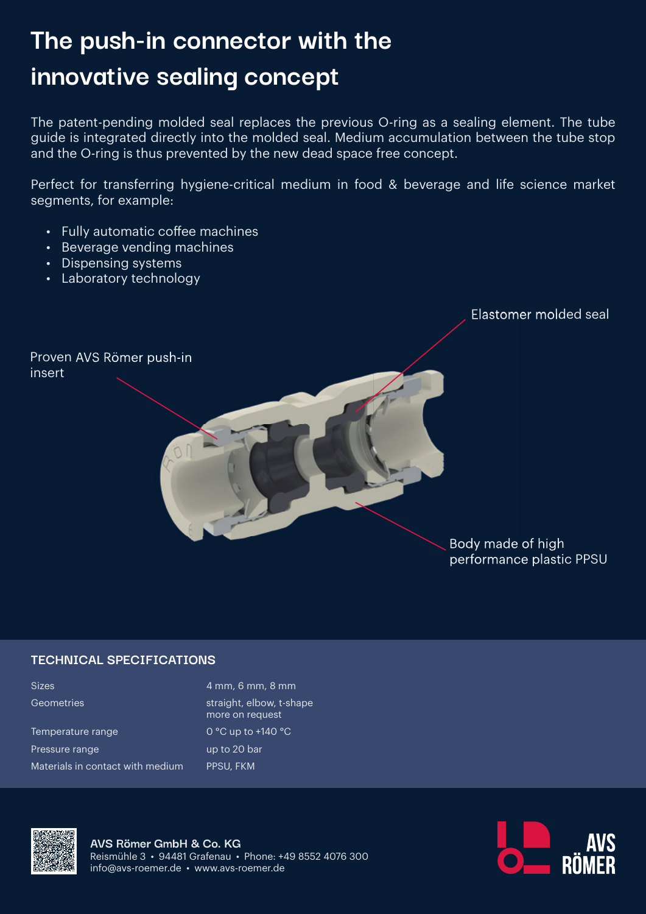# The push-in connector with the innovative sealing concept

The patent-pending molded seal replaces the previous O-ring as a sealing element. The tube guide is integrated directly into the molded seal. Medium accumulation between the tube stop and the O-ring is thus prevented by the new dead space free concept.

Perfect for transferring hygiene-critical medium in food & beverage and life science market segments, for example:

- Fully automatic coffee machines
- Beverage vending machines
- Dispensing systems
- Laboratory technology

Elastomer molded seal

Proven AVS Römer push-in insert

Body made of high performance plastic PPSU

## TECHNICAL SPECIFICATIONS

| | |
|---|---|
| Sizes | 4 mm, 6 mm, 8 mm |
| Geometries | straight, elbow, t-shape<br>more on request |
| Temperature range | 0 °C up to +140 °C |
| Pressure range | up to 20 bar |
| Materials in contact with medium | PPSU, FKM |

**AVS Römer GmbH & Co. KG**
Reismühle 3 • 94481 Grafenau • Phone: +49 8552 4076 300
info@avs-roemer.de • www.avs-roemer.de

AVS RÖMER